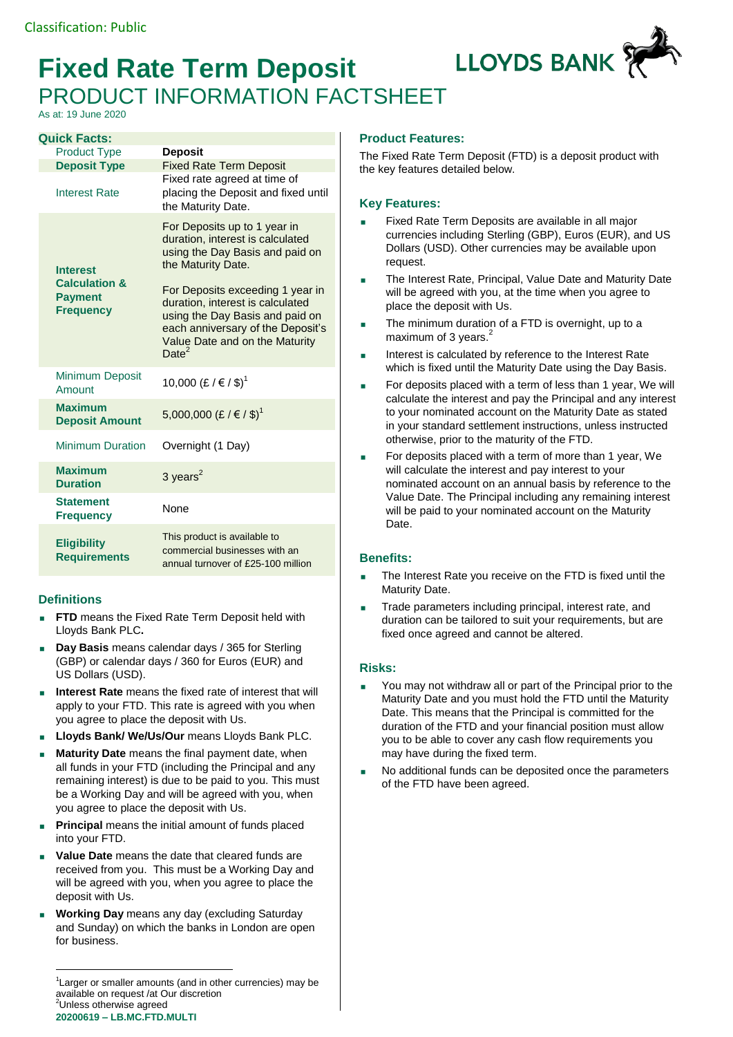Classification: Public

# Fixed Rate Term Deposit

## PRODUCT INFORMATION FACTSHEET

As at: 19 June 2020

### Quick Facts:

| | |
|---|---|
| Product Type | **Deposit** |
| **Deposit Type** | Fixed Rate Term Deposit |
| Interest Rate | Fixed rate agreed at time of placing the Deposit and fixed until the Maturity Date. |
| **Interest Calculation & Payment Frequency** | For Deposits up to 1 year in duration, interest is calculated using the Day Basis and paid on the Maturity Date. For Deposits exceeding 1 year in duration, interest is calculated using the Day Basis and paid on each anniversary of the Deposit's Value Date and on the Maturity Date[2] |
| Minimum Deposit Amount | 10,000 (£ / € / $)[1] |
| **Maximum Deposit Amount** | 5,000,000 (£ / € / $)[1] |
| Minimum Duration | Overnight (1 Day) |
| **Maximum Duration** | 3 years[2] |
| **Statement Frequency** | None |
| **Eligibility Requirements** | This product is available to commercial businesses with an annual turnover of £25-100 million |

### Definitions

- **FTD** means the Fixed Rate Term Deposit held with Lloyds Bank PLC**.**
- **Day Basis** means calendar days / 365 for Sterling (GBP) or calendar days / 360 for Euros (EUR) and US Dollars (USD).
- **Interest Rate** means the fixed rate of interest that will apply to your FTD. This rate is agreed with you when you agree to place the deposit with Us.
- **Lloyds Bank/ We/Us/Our** means Lloyds Bank PLC.
- **Maturity Date** means the final payment date, when all funds in your FTD (including the Principal and any remaining interest) is due to be paid to you. This must be a Working Day and will be agreed with you, when you agree to place the deposit with Us.
- **Principal** means the initial amount of funds placed into your FTD.
- **Value Date** means the date that cleared funds are received from you. This must be a Working Day and will be agreed with you, when you agree to place the deposit with Us.
- **Working Day** means any day (excluding Saturday and Sunday) on which the banks in London are open for business.

### Product Features:

The Fixed Rate Term Deposit (FTD) is a deposit product with the key features detailed below.

### Key Features:

- Fixed Rate Term Deposits are available in all major currencies including Sterling (GBP), Euros (EUR), and US Dollars (USD). Other currencies may be available upon request.
- The Interest Rate, Principal, Value Date and Maturity Date will be agreed with you, at the time when you agree to place the deposit with Us.
- The minimum duration of a FTD is overnight, up to a maximum of 3 years.[2]
- Interest is calculated by reference to the Interest Rate which is fixed until the Maturity Date using the Day Basis.
- For deposits placed with a term of less than 1 year, We will calculate the interest and pay the Principal and any interest to your nominated account on the Maturity Date as stated in your standard settlement instructions, unless instructed otherwise, prior to the maturity of the FTD.
- For deposits placed with a term of more than 1 year, We will calculate the interest and pay interest to your nominated account on an annual basis by reference to the Value Date. The Principal including any remaining interest will be paid to your nominated account on the Maturity Date.

### Benefits:

- The Interest Rate you receive on the FTD is fixed until the Maturity Date.
- Trade parameters including principal, interest rate, and duration can be tailored to suit your requirements, but are fixed once agreed and cannot be altered.

### Risks:

- You may not withdraw all or part of the Principal prior to the Maturity Date and you must hold the FTD until the Maturity Date. This means that the Principal is committed for the duration of the FTD and your financial position must allow you to be able to cover any cash flow requirements you may have during the fixed term.
- No additional funds can be deposited once the parameters of the FTD have been agreed.

---

[1] Larger or smaller amounts (and in other currencies) may be available on request /at Our discretion

[2] Unless otherwise agreed

**20200619 – LB.MC.FTD.MULTI**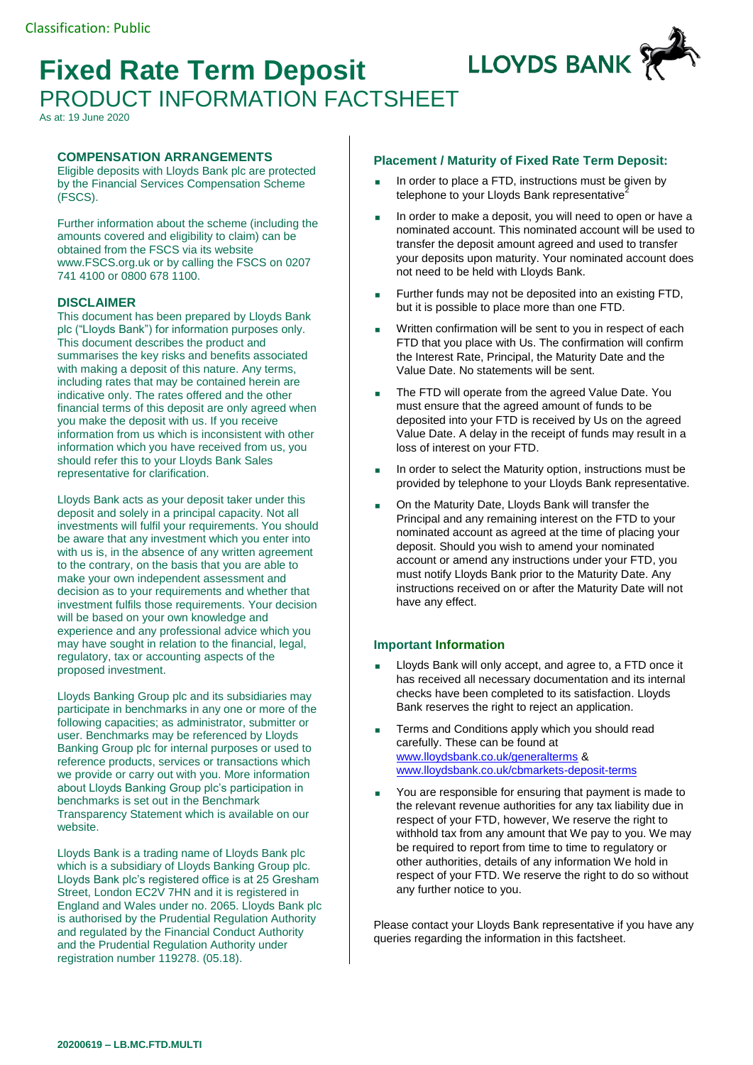Classification: Public

# Fixed Rate Term Deposit

## PRODUCT INFORMATION FACTSHEET

As at: 19 June 2020

### COMPENSATION ARRANGEMENTS

Eligible deposits with Lloyds Bank plc are protected by the Financial Services Compensation Scheme (FSCS).

Further information about the scheme (including the amounts covered and eligibility to claim) can be obtained from the FSCS via its website www.FSCS.org.uk or by calling the FSCS on 0207 741 4100 or 0800 678 1100.

### DISCLAIMER

This document has been prepared by Lloyds Bank plc ("Lloyds Bank") for information purposes only. This document describes the product and summarises the key risks and benefits associated with making a deposit of this nature. Any terms, including rates that may be contained herein are indicative only. The rates offered and the other financial terms of this deposit are only agreed when you make the deposit with us. If you receive information from us which is inconsistent with other information which you have received from us, you should refer this to your Lloyds Bank Sales representative for clarification.

Lloyds Bank acts as your deposit taker under this deposit and solely in a principal capacity. Not all investments will fulfil your requirements. You should be aware that any investment which you enter into with us is, in the absence of any written agreement to the contrary, on the basis that you are able to make your own independent assessment and decision as to your requirements and whether that investment fulfils those requirements. Your decision will be based on your own knowledge and experience and any professional advice which you may have sought in relation to the financial, legal, regulatory, tax or accounting aspects of the proposed investment.

Lloyds Banking Group plc and its subsidiaries may participate in benchmarks in any one or more of the following capacities; as administrator, submitter or user. Benchmarks may be referenced by Lloyds Banking Group plc for internal purposes or used to reference products, services or transactions which we provide or carry out with you. More information about Lloyds Banking Group plc's participation in benchmarks is set out in the Benchmark Transparency Statement which is available on our website.

Lloyds Bank is a trading name of Lloyds Bank plc which is a subsidiary of Lloyds Banking Group plc. Lloyds Bank plc's registered office is at 25 Gresham Street, London EC2V 7HN and it is registered in England and Wales under no. 2065. Lloyds Bank plc is authorised by the Prudential Regulation Authority and regulated by the Financial Conduct Authority and the Prudential Regulation Authority under registration number 119278. (05.18).

### Placement / Maturity of Fixed Rate Term Deposit:

- In order to place a FTD, instructions must be given by telephone to your Lloyds Bank representative[2]
- In order to make a deposit, you will need to open or have a nominated account. This nominated account will be used to transfer the deposit amount agreed and used to transfer your deposits upon maturity. Your nominated account does not need to be held with Lloyds Bank.
- Further funds may not be deposited into an existing FTD, but it is possible to place more than one FTD.
- Written confirmation will be sent to you in respect of each FTD that you place with Us. The confirmation will confirm the Interest Rate, Principal, the Maturity Date and the Value Date. No statements will be sent.
- The FTD will operate from the agreed Value Date. You must ensure that the agreed amount of funds to be deposited into your FTD is received by Us on the agreed Value Date. A delay in the receipt of funds may result in a loss of interest on your FTD.
- In order to select the Maturity option, instructions must be provided by telephone to your Lloyds Bank representative.
- On the Maturity Date, Lloyds Bank will transfer the Principal and any remaining interest on the FTD to your nominated account as agreed at the time of placing your deposit. Should you wish to amend your nominated account or amend any instructions under your FTD, you must notify Lloyds Bank prior to the Maturity Date. Any instructions received on or after the Maturity Date will not have any effect.

### Important Information

- Lloyds Bank will only accept, and agree to, a FTD once it has received all necessary documentation and its internal checks have been completed to its satisfaction. Lloyds Bank reserves the right to reject an application.
- Terms and Conditions apply which you should read carefully. These can be found at www.lloydsbank.co.uk/generalterms & www.lloydsbank.co.uk/cbmarkets-deposit-terms
- You are responsible for ensuring that payment is made to the relevant revenue authorities for any tax liability due in respect of your FTD, however, We reserve the right to withhold tax from any amount that We pay to you. We may be required to report from time to time to regulatory or other authorities, details of any information We hold in respect of your FTD. We reserve the right to do so without any further notice to you.

Please contact your Lloyds Bank representative if you have any queries regarding the information in this factsheet.

20200619 – LB.MC.FTD.MULTI